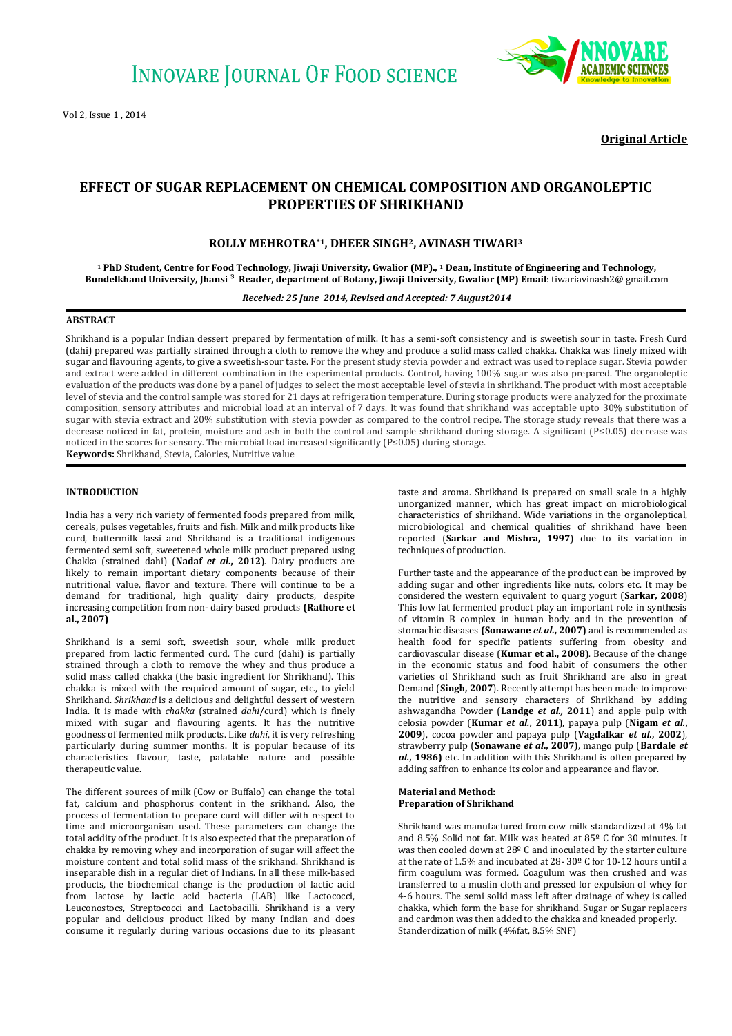Original Article

# EFFECT OF SUGAR REPLACEMENT ON CHEMICAL COMPOSITION AND ORGANOLEPTIC PROPERTIES OF SHRIKHAND

**ROLLY MEHROTRA*[1], DHEER SINGH[2], AVINASH TIWARI[3]**

**[1] PhD Student, Centre for Food Technology, Jiwaji University, Gwalior (MP)., [1] Dean, Institute of Engineering and Technology, Bundelkhand University, Jhansi [3] Reader, department of Botany, Jiwaji University, Gwalior (MP) Email**: tiwariavinash2@ gmail.com

*Received: 25 June 2014, Revised and Accepted: 7 August2014*

## ABSTRACT

Shrikhand is a popular Indian dessert prepared by fermentation of milk. It has a semi-soft consistency and is sweetish sour in taste. Fresh Curd (dahi) prepared was partially strained through a cloth to remove the whey and produce a solid mass called chakka. Chakka was finely mixed with sugar and flavouring agents, to give a sweetish-sour taste. For the present study stevia powder and extract was used to replace sugar. Stevia powder and extract were added in different combination in the experimental products. Control, having 100% sugar was also prepared. The organoleptic evaluation of the products was done by a panel of judges to select the most acceptable level of stevia in shrikhand. The product with most acceptable level of stevia and the control sample was stored for 21 days at refrigeration temperature. During storage products were analyzed for the proximate composition, sensory attributes and microbial load at an interval of 7 days. It was found that shrikhand was acceptable upto 30% substitution of sugar with stevia extract and 20% substitution with stevia powder as compared to the control recipe. The storage study reveals that there was a decrease noticed in fat, protein, moisture and ash in both the control and sample shrikhand during storage. A significant (P≤0.05) decrease was noticed in the scores for sensory. The microbial load increased significantly (P≤0.05) during storage.

**Keywords:** Shrikhand, Stevia, Calories, Nutritive value

## INTRODUCTION

India has a very rich variety of fermented foods prepared from milk, cereals, pulses vegetables, fruits and fish. Milk and milk products like curd, buttermilk lassi and Shrikhand is a traditional indigenous fermented semi soft, sweetened whole milk product prepared using Chakka (strained dahi) (**Nadaf *et al*., 2012**). Dairy products are likely to remain important dietary components because of their nutritional value, flavor and texture. There will continue to be a demand for traditional, high quality dairy products, despite increasing competition from non- dairy based products **(Rathore et al., 2007)**

Shrikhand is a semi soft, sweetish sour, whole milk product prepared from lactic fermented curd. The curd (dahi) is partially strained through a cloth to remove the whey and thus produce a solid mass called chakka (the basic ingredient for Shrikhand). This chakka is mixed with the required amount of sugar, etc., to yield Shrikhand. *Shrikhand* is a delicious and delightful dessert of western India. It is made with *chakka* (strained *dahi*/curd) which is finely mixed with sugar and flavouring agents. It has the nutritive goodness of fermented milk products. Like *dahi*, it is very refreshing particularly during summer months. It is popular because of its characteristics flavour, taste, palatable nature and possible therapeutic value.

The different sources of milk (Cow or Buffalo) can change the total fat, calcium and phosphorus content in the srikhand. Also, the process of fermentation to prepare curd will differ with respect to time and microorganism used. These parameters can change the total acidity of the product. It is also expected that the preparation of chakka by removing whey and incorporation of sugar will affect the moisture content and total solid mass of the srikhand. Shrikhand is inseparable dish in a regular diet of Indians. In all these milk-based products, the biochemical change is the production of lactic acid from lactose by lactic acid bacteria (LAB) like Lactococci, Leuconostocs, Streptococci and Lactobacilli. Shrikhand is a very popular and delicious product liked by many Indian and does consume it regularly during various occasions due to its pleasant taste and aroma. Shrikhand is prepared on small scale in a highly unorganized manner, which has great impact on microbiological characteristics of shrikhand. Wide variations in the organoleptical, microbiological and chemical qualities of shrikhand have been reported (**Sarkar and Mishra, 1997**) due to its variation in techniques of production.

Further taste and the appearance of the product can be improved by adding sugar and other ingredients like nuts, colors etc. It may be considered the western equivalent to quarg yogurt (**Sarkar, 2008**) This low fat fermented product play an important role in synthesis of vitamin B complex in human body and in the prevention of stomachic diseases **(Sonawane *et al*., 2007)** and is recommended as health food for specific patients suffering from obesity and cardiovascular disease (**Kumar et al., 2008**). Because of the change in the economic status and food habit of consumers the other varieties of Shrikhand such as fruit Shrikhand are also in great Demand (**Singh, 2007**). Recently attempt has been made to improve the nutritive and sensory characters of Shrikhand by adding ashwagandha Powder (**Landge *et al.,* 2011**) and apple pulp with celosia powder (**Kumar *et al*., 2011**), papaya pulp (**Nigam *et al.*, 2009**), cocoa powder and papaya pulp (**Vagdalkar *et al*., 2002**), strawberry pulp (**Sonawane *et al*., 2007**), mango pulp (**Bardale *et al.*, 1986)** etc. In addition with this Shrikhand is often prepared by adding saffron to enhance its color and appearance and flavor.

### Material and Method:
### Preparation of Shrikhand

Shrikhand was manufactured from cow milk standardized at 4% fat and 8.5% Solid not fat. Milk was heated at 85º C for 30 minutes. It was then cooled down at 28º C and inoculated by the starter culture at the rate of 1.5% and incubated at 28- 30º C for 10-12 hours until a firm coagulum was formed. Coagulum was then crushed and was transferred to a muslin cloth and pressed for expulsion of whey for 4-6 hours. The semi solid mass left after drainage of whey is called chakka, which form the base for shrikhand. Sugar or Sugar replacers and cardmon was then added to the chakka and kneaded properly.

Standerdization of milk (4%fat, 8.5% SNF)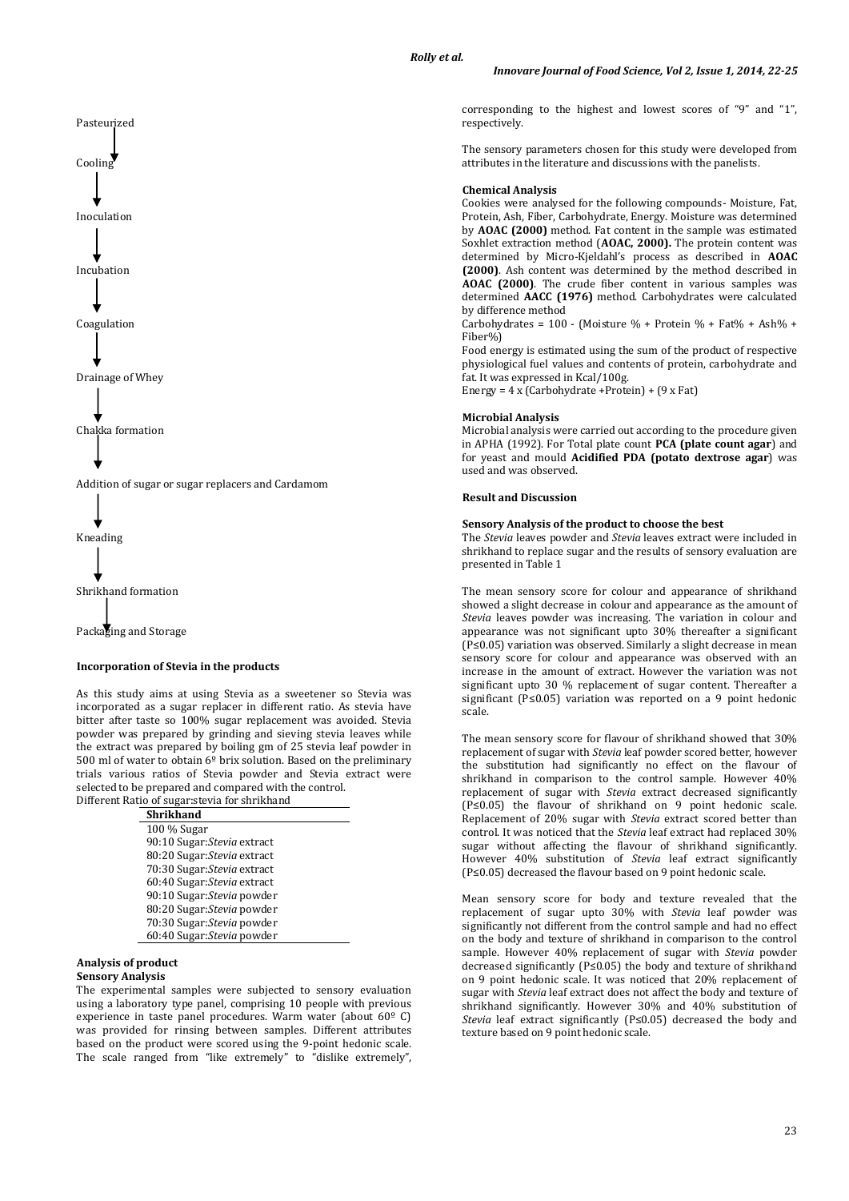Pasteurized

↓

Cooling

↓

Inoculation

↓

Incubation

↓

Coagulation

↓

Drainage of Whey

↓

Chakka formation

↓

Addition of sugar or sugar replacers and Cardamom

↓

Kneading

↓

Shrikhand formation

↓

Packaging and Storage

### Incorporation of Stevia in the products

As this study aims at using Stevia as a sweetener so Stevia was incorporated as a sugar replacer in different ratio. As stevia have bitter after taste so 100% sugar replacement was avoided. Stevia powder was prepared by grinding and sieving stevia leaves while the extract was prepared by boiling gm of 25 stevia leaf powder in 500 ml of water to obtain 6º brix solution. Based on the preliminary trials various ratios of Stevia powder and Stevia extract were selected to be prepared and compared with the control.

Different Ratio of sugar:stevia for shrikhand

| Shrikhand |
|---|
| 100 % Sugar |
| 90:10 Sugar:*Stevia* extract |
| 80:20 Sugar:*Stevia* extract |
| 70:30 Sugar:*Stevia* extract |
| 60:40 Sugar:*Stevia* extract |
| 90:10 Sugar:*Stevia* powder |
| 80:20 Sugar:*Stevia* powder |
| 70:30 Sugar:*Stevia* powder |
| 60:40 Sugar:*Stevia* powder |

### Analysis of product

**Sensory Analysis**

The experimental samples were subjected to sensory evaluation using a laboratory type panel, comprising 10 people with previous experience in taste panel procedures. Warm water (about 60º C) was provided for rinsing between samples. Different attributes based on the product were scored using the 9-point hedonic scale. The scale ranged from "like extremely" to "dislike extremely", corresponding to the highest and lowest scores of "9" and "1", respectively.

The sensory parameters chosen for this study were developed from attributes in the literature and discussions with the panelists.

**Chemical Analysis**

Cookies were analysed for the following compounds- Moisture, Fat, Protein, Ash, Fiber, Carbohydrate, Energy. Moisture was determined by **AOAC (2000)** method. Fat content in the sample was estimated Soxhlet extraction method (**AOAC, 2000).** The protein content was determined by Micro-Kjeldahl's process as described in **AOAC (2000)**. Ash content was determined by the method described in **AOAC (2000)**. The crude fiber content in various samples was determined **AACC (1976)** method. Carbohydrates were calculated by difference method

Carbohydrates = 100 - (Moisture % + Protein % + Fat% + Ash% + Fiber%)

Food energy is estimated using the sum of the product of respective physiological fuel values and contents of protein, carbohydrate and fat. It was expressed in Kcal/100g.

Energy = 4 x (Carbohydrate +Protein) + (9 x Fat)

**Microbial Analysis**

Microbial analysis were carried out according to the procedure given in APHA (1992). For Total plate count **PCA (plate count agar**) and for yeast and mould **Acidified PDA (potato dextrose agar**) was used and was observed.

### Result and Discussion

**Sensory Analysis of the product to choose the best**

The *Stevia* leaves powder and *Stevia* leaves extract were included in shrikhand to replace sugar and the results of sensory evaluation are presented in Table 1

The mean sensory score for colour and appearance of shrikhand showed a slight decrease in colour and appearance as the amount of *Stevia* leaves powder was increasing. The variation in colour and appearance was not significant upto 30% thereafter a significant ($P \leq 0.05$) variation was observed. Similarly a slight decrease in mean sensory score for colour and appearance was observed with an increase in the amount of extract. However the variation was not significant upto 30 % replacement of sugar content. Thereafter a significant ($P \leq 0.05$) variation was reported on a 9 point hedonic scale.

The mean sensory score for flavour of shrikhand showed that 30% replacement of sugar with *Stevia* leaf powder scored better, however the substitution had significantly no effect on the flavour of shrikhand in comparison to the control sample. However 40% replacement of sugar with *Stevia* extract decreased significantly ($P \leq 0.05$) the flavour of shrikhand on 9 point hedonic scale. Replacement of 20% sugar with *Stevia* extract scored better than control. It was noticed that the *Stevia* leaf extract had replaced 30% sugar without affecting the flavour of shrikhand significantly. However 40% substitution of *Stevia* leaf extract significantly ($P \leq 0.05$) decreased the flavour based on 9 point hedonic scale.

Mean sensory score for body and texture revealed that the replacement of sugar upto 30% with *Stevia* leaf powder was significantly not different from the control sample and had no effect on the body and texture of shrikhand in comparison to the control sample. However 40% replacement of sugar with *Stevia* powder decreased significantly ($P \leq 0.05$) the body and texture of shrikhand on 9 point hedonic scale. It was noticed that 20% replacement of sugar with *Stevia* leaf extract does not affect the body and texture of shrikhand significantly. However 30% and 40% substitution of *Stevia* leaf extract significantly ($P \leq 0.05$) decreased the body and texture based on 9 point hedonic scale.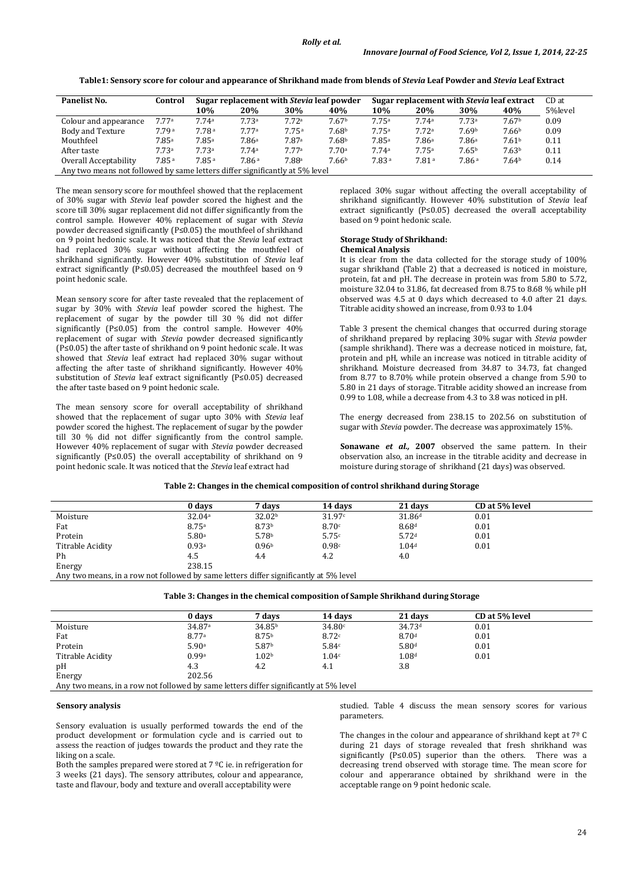**Table1: Sensory score for colour and appearance of Shrikhand made from blends of *Stevia* Leaf Powder and *Stevia* Leaf Extract**

| Panelist No. | Control | Sugar replacement with *Stevia* leaf powder | | | | Sugar replacement with *Stevia* leaf extract | | | | CD at 5%level |
|---|---|---|---|---|---|---|---|---|---|---|
| | | 10% | 20% | 30% | 40% | 10% | 20% | 30% | 40% | |
| Colour and appearance | 7.77[a] | 7.74[a] | 7.73[a] | 7.72[a] | 7.67[b] | 7.75[a] | 7.74[a] | 7.73[a] | 7.67[b] | 0.09 |
| Body and Texture | 7.79[a] | 7.78[a] | 7.77[a] | 7.75[a] | 7.68[b] | 7.75[a] | 7.72[a] | 7.69[b] | 7.66[b] | 0.09 |
| Mouthfeel | 7.85[a] | 7.85[a] | 7.86[a] | 7.87[a] | 7.68[b] | 7.85[a] | 7.86[a] | 7.86[a] | 7.61[b] | 0.11 |
| After taste | 7.73[a] | 7.73[a] | 7.74[a] | 7.77[a] | 7.70[a] | 7.74[a] | 7.75[a] | 7.65[b] | 7.63[b] | 0.11 |
| Overall Acceptability | 7.85[a] | 7.85[a] | 7.86[a] | 7.88[a] | 7.66[b] | 7.83[a] | 7.81[a] | 7.86[a] | 7.64[b] | 0.14 |

Any two means not followed by same letters differ significantly at 5% level

The mean sensory score for mouthfeel showed that the replacement of 30% sugar with *Stevia* leaf powder scored the highest and the score till 30% sugar replacement did not differ significantly from the control sample. However 40% replacement of sugar with *Stevia* powder decreased significantly (P≤0.05) the mouthfeel of shrikhand on 9 point hedonic scale. It was noticed that the *Stevia* leaf extract had replaced 30% sugar without affecting the mouthfeel of shrikhand significantly. However 40% substitution of *Stevia* leaf extract significantly (P≤0.05) decreased the mouthfeel based on 9 point hedonic scale.

Mean sensory score for after taste revealed that the replacement of sugar by 30% with *Stevia* leaf powder scored the highest. The replacement of sugar by the powder till 30 % did not differ significantly (P≤0.05) from the control sample. However 40% replacement of sugar with *Stevia* powder decreased significantly (P≤0.05) the after taste of shrikhand on 9 point hedonic scale. It was showed that *Stevia* leaf extract had replaced 30% sugar without affecting the after taste of shrikhand significantly. However 40% substitution of *Stevia* leaf extract significantly (P≤0.05) decreased the after taste based on 9 point hedonic scale.

The mean sensory score for overall acceptability of shrikhand showed that the replacement of sugar upto 30% with *Stevia* leaf powder scored the highest. The replacement of sugar by the powder till 30 % did not differ significantly from the control sample. However 40% replacement of sugar with *Stevia* powder decreased significantly (P≤0.05) the overall acceptability of shrikhand on 9 point hedonic scale. It was noticed that the *Stevia* leaf extract had replaced 30% sugar without affecting the overall acceptability of shrikhand significantly. However 40% substitution of *Stevia* leaf extract significantly (P≤0.05) decreased the overall acceptability based on 9 point hedonic scale.

#### Storage Study of Shrikhand:

**Chemical Analysis**

It is clear from the data collected for the storage study of 100% sugar shrikhand (Table 2) that a decreased is noticed in moisture, protein, fat and pH. The decrease in protein was from 5.80 to 5.72, moisture 32.04 to 31.86, fat decreased from 8.75 to 8.68 % while pH observed was 4.5 at 0 days which decreased to 4.0 after 21 days. Titrable acidity showed an increase, from 0.93 to 1.04

Table 3 present the chemical changes that occurred during storage of shrikhand prepared by replacing 30% sugar with *Stevia* powder (sample shrikhand). There was a decrease noticed in moisture, fat, protein and pH, while an increase was noticed in titrable acidity of shrikhand. Moisture decreased from 34.87 to 34.73, fat changed from 8.77 to 8.70% while protein observed a change from 5.90 to 5.80 in 21 days of storage. Titrable acidity showed an increase from 0.99 to 1.08, while a decrease from 4.3 to 3.8 was noticed in pH.

The energy decreased from 238.15 to 202.56 on substitution of sugar with *Stevia* powder. The decrease was approximately 15%.

**Sonawane *et al.,* 2007** observed the same pattern. In their observation also, an increase in the titrable acidity and decrease in moisture during storage of shrikhand (21 days) was observed.

**Table 2: Changes in the chemical composition of control shrikhand during Storage**

| | 0 days | 7 days | 14 days | 21 days | CD at 5% level |
|---|---|---|---|---|---|
| Moisture | 32.04[a] | 32.02[b] | 31.97[c] | 31.86[d] | 0.01 |
| Fat | 8.75[a] | 8.73[b] | 8.70[c] | 8.68[d] | 0.01 |
| Protein | 5.80[a] | 5.78[b] | 5.75[c] | 5.72[d] | 0.01 |
| Titrable Acidity | 0.93[a] | 0.96[b] | 0.98[c] | 1.04[d] | 0.01 |
| Ph | 4.5 | 4.4 | 4.2 | 4.0 | |
| Energy | 238.15 | | | | |

Any two means, in a row not followed by same letters differ significantly at 5% level

**Table 3: Changes in the chemical composition of Sample Shrikhand during Storage**

| | 0 days | 7 days | 14 days | 21 days | CD at 5% level |
|---|---|---|---|---|---|
| Moisture | 34.87[a] | 34.85[b] | 34.80[c] | 34.73[d] | 0.01 |
| Fat | 8.77[a] | 8.75[b] | 8.72[c] | 8.70[d] | 0.01 |
| Protein | 5.90[a] | 5.87[b] | 5.84[c] | 5.80[d] | 0.01 |
| Titrable Acidity | 0.99[a] | 1.02[b] | 1.04[c] | 1.08[d] | 0.01 |
| pH | 4.3 | 4.2 | 4.1 | 3.8 | |
| Energy | 202.56 | | | | |

Any two means, in a row not followed by same letters differ significantly at 5% level

**Sensory analysis**

Sensory evaluation is usually performed towards the end of the product development or formulation cycle and is carried out to assess the reaction of judges towards the product and they rate the liking on a scale.

Both the samples prepared were stored at 7 ºC ie. in refrigeration for 3 weeks (21 days). The sensory attributes, colour and appearance, taste and flavour, body and texture and overall acceptability were studied. Table 4 discuss the mean sensory scores for various parameters.

The changes in the colour and appearance of shrikhand kept at 7º C during 21 days of storage revealed that fresh shrikhand was significantly (P≤0.05) superior than the others. There was a decreasing trend observed with storage time. The mean score for colour and apperarance obtained by shrikhand were in the acceptable range on 9 point hedonic scale.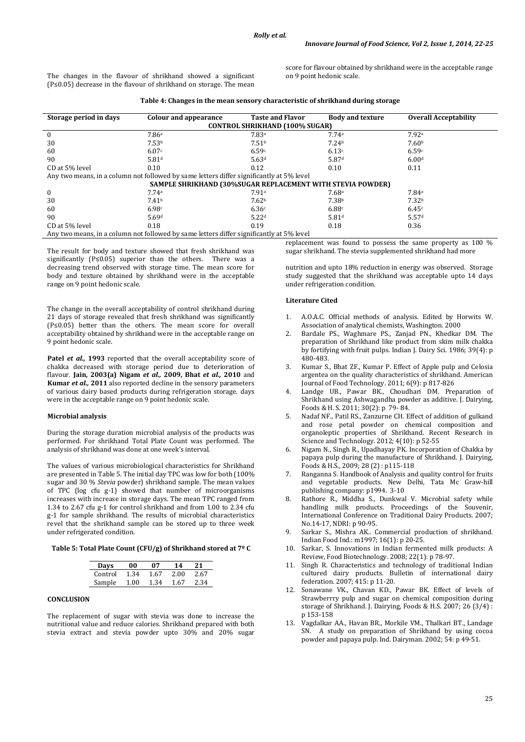The changes in the flavour of shrikhand showed a significant (P≤0.05) decrease in the flavour of shrikhand on storage. The mean score for flavour obtained by shrikhand were in the acceptable range on 9 point hedonic scale.

**Table 4: Changes in the mean sensory characteristic of shrikhand during storage**

| Storage period in days | Colour and appearance | Taste and Flavor | Body and texture | Overall Acceptability |
|---|---|---|---|---|
| **CONTROL SHRIKHAND (100% SUGAR)** | | | | |
| 0 | 7.86[a] | 7.83[a] | 7.74[a] | 7.92[a] |
| 30 | 7.53[b] | 7.51[b] | 7.24[b] | 7.60[b] |
| 60 | 6.07[c] | 6.59[c] | 6.13[c] | 6.59[c] |
| 90 | 5.81[d] | 5.63[d] | 5.87[d] | 6.00[d] |
| CD at 5% level | 0.10 | 0.12 | 0.10 | 0.11 |
| Any two means, in a column not followed by same letters differ significantly at 5% level | | | | |
| **SAMPLE SHRIKHAND (30%SUGAR REPLACEMENT WITH STEVIA POWDER)** | | | | |
| 0 | 7.74[a] | 7.91[a] | 7.68[a] | 7.84[a] |
| 30 | 7.41[b] | 7.62[b] | 7.38[b] | 7.32[b] |
| 60 | 6.98[c] | 6.36[c] | 6.88[c] | 6.45[c] |
| 90 | 5.69[d] | 5.22[d] | 5.81[d] | 5.57[d] |
| CD at 5% level | 0.18 | 0.19 | 0.18 | 0.36 |
| Any two means, in a column not followed by same letters differ significantly at 5% level | | | | |

The result for body and texture showed that fresh shrikhand was significantly (P≤0.05) superior than the others. There was a decreasing trend observed with storage time. The mean score for body and texture obtained by shrikhand were in the acceptable range on 9 point hedonic scale.

The change in the overall acceptability of control shrikhand during 21 days of storage revealed that fresh shrikhand was significantly (P≤0.05) better than the others. The mean score for overall acceptability obtained by shrikhand were in the acceptable range on 9 point hedonic scale.

**Patel *et al.,* 1993** reported that the overall acceptability score of chakka decreased with storage period due to deterioration of flavour. **Jain, 2003(a) Nigam *et al.,* 2009, Bhat *et al.,* 2010** and **Kumar *et al.,* 2011** also reported decline in the sensory parameters of various dairy based products during refrigeration storage. days were in the acceptable range on 9 point hedonic scale.

**Microbial analysis**

During the storage duration microbial analysis of the products was performed. For shrikhand Total Plate Count was performed. The analysis of shrikhand was done at one week's interval.

The values of various microbiological characteristics for Shrikhand are presented in Table 5. The initial day TPC was low for both (100% sugar and 30 % *Stevia* powder) shrikhand sample. The mean values of TPC (log cfu g-1) showed that number of microorganisms increases with increase in storage days. The mean TPC ranged from 1.34 to 2.67 cfu g-1 for control shrikhand and from 1.00 to 2.34 cfu g-1 for sample shrikhand. The results of microbial characteristics revel that the shrikhand sample can be stored up to three week under refrigerated condition.

**Table 5: Total Plate Count (CFU/g) of Shrikhand stored at 7º C**

| Days | 00 | 07 | 14 | 21 |
|---|---|---|---|---|
| Control | 1.34 | 1.67 | 2.00 | 2.67 |
| Sample | 1.00 | 1.34 | 1.67 | 2.34 |

**CONCLUSION**

The replacement of sugar with stevia was done to increase the nutritional value and reduce calories. Shrikhand prepared with both stevia extract and stevia powder upto 30% and 20% sugar replacement was found to possess the same property as 100 % sugar shrikhand. The stevia supplemented shrikhand had more nutrition and upto 18% reduction in energy was observed. Storage study suggested that the shrikhand was acceptable upto 14 days under refrigeration condition.

**Literature Cited**

1. A.O.A.C. Official methods of analysis. Edited by Horwits W. Association of analytical chemists, Washington. 2000
2. Bardale PS., Waghmare PS., Zanjad PN., Khedkar DM. The preparation of Shrikhand like product from skim milk chakka by fortifying with fruit pulps. Indian J. Dairy Sci. 1986; 39(4): p 480-483.
3. Kumar S., Bhat ZF., Kumar P. Effect of Apple pulp and Celosia argentea on the quality characteristics of shrikhand. American Journal of Food Technology. 2011; 6(9): p 817-826
4. Landge UB., Pawar BK., Choudhari DM. Preparation of Shrikhand using Ashwagandha powder as additive. J. Dairying, Foods & H. S. 2011; 30(2): p 79- 84.
5. Nadaf NF., Patil RS., Zanzurne CH. Effect of addition of gulkand and rose petal powder on chemical composition and organoleptic properties of Shrikhand. Recent Research in Science and Technology. 2012; 4(10): p 52-55
6. Nigam N., Singh R., Upadhayay PK. Incorporation of Chakka by papaya pulp during the manufacture of Shrikhand. J. Dairying, Foods & H.S., 2009; 28 (2) : p115-118
7. Ranganna S. Handbook of Analysis and quality control for fruits and vegetable products. New Delhi, Tata Mc Graw-hill publishing company: p1994. 3-10
8. Rathore R., Middha S., Dunkwal V. Microbial safety while handling milk products. Proceedings of the Souvenir, International Conference on Traditional Dairy Products. 2007; No.14-17, NDRI: p 90-95.
9. Sarkar S., Mishra AK.. Commercial production of shrikhand. Indian Food Ind.: m1997; 16(1): p 20-25.
10. Sarkar, S. Innovations in Indian fermented milk products: A Review, Food Biotechnology. 2008; 22(1): p 78-97.
11. Singh R. Characteristics and technology of traditional Indian cultured dairy products. Bulletin of international dairy federation. 2007; 415: p 11-20.
12. Sonawane VK., Chavan KD., Pawar BK. Effect of levels of Strawberrry pulp and sugar on chemical composition during storage of Shrikhand. J. Dairying, Foods & H.S. 2007; 26 (3/4) : p 153-158
13. Vagdalkar AA., Havan BR., Morkile VM., Thalkari BT., Landage SN. A study on preparation of Shrikhand by using cocoa powder and papaya pulp. Ind. Dairyman. 2002; 54: p 49-51.